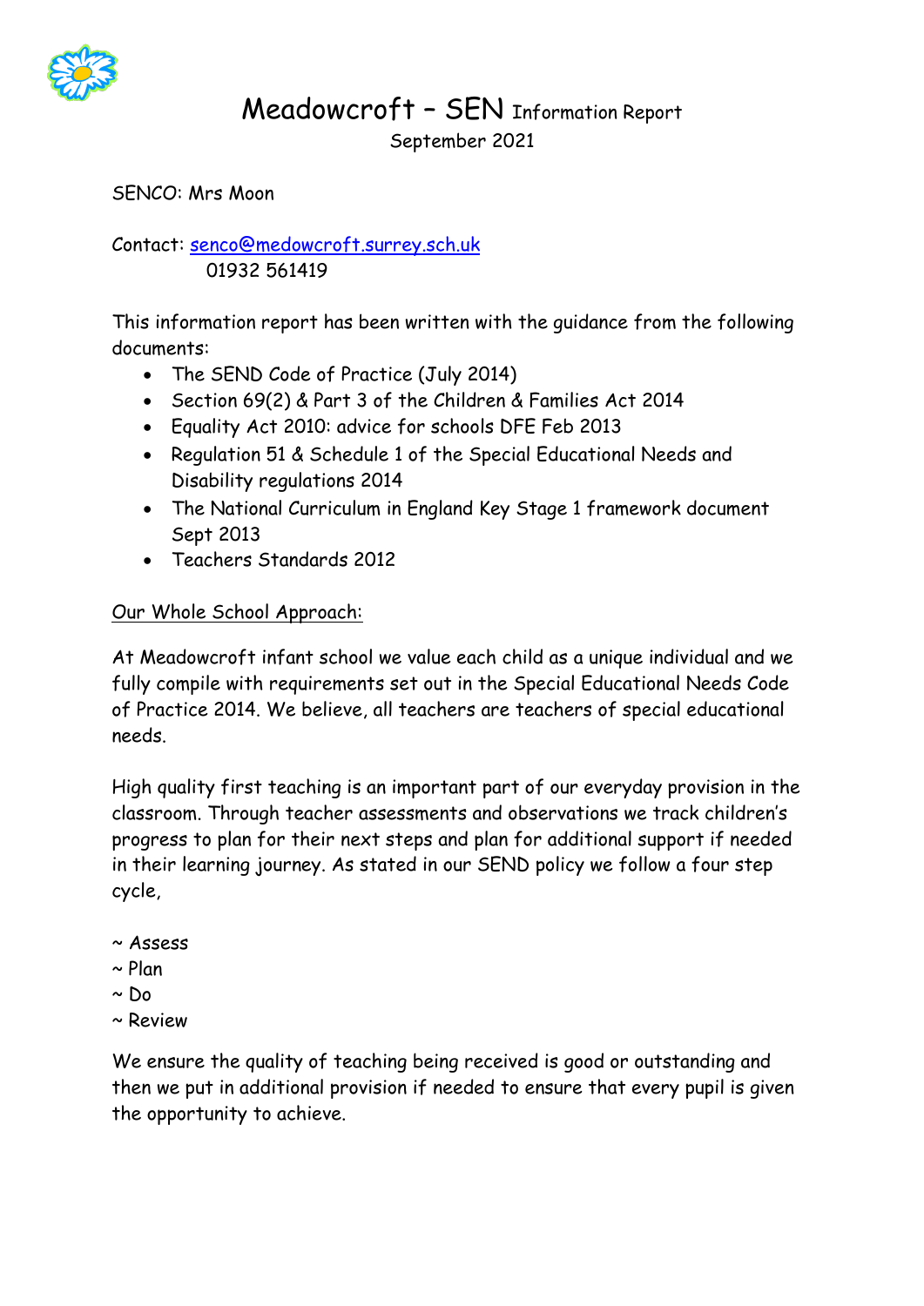# Meadowcroft – SEN Information Report

September 2021

SENCO: Mrs Moon

Contact: senco@medowcroft.surrey.sch.uk
01932 561419

This information report has been written with the guidance from the following documents:

- The SEND Code of Practice (July 2014)
- Section 69(2) & Part 3 of the Children & Families Act 2014
- Equality Act 2010: advice for schools DFE Feb 2013
- Regulation 51 & Schedule 1 of the Special Educational Needs and Disability regulations 2014
- The National Curriculum in England Key Stage 1 framework document Sept 2013
- Teachers Standards 2012

## Our Whole School Approach:

At Meadowcroft infant school we value each child as a unique individual and we fully compile with requirements set out in the Special Educational Needs Code of Practice 2014. We believe, all teachers are teachers of special educational needs.

High quality first teaching is an important part of our everyday provision in the classroom. Through teacher assessments and observations we track children's progress to plan for their next steps and plan for additional support if needed in their learning journey. As stated in our SEND policy we follow a four step cycle,

~ Assess
~ Plan
~ Do
~ Review

We ensure the quality of teaching being received is good or outstanding and then we put in additional provision if needed to ensure that every pupil is given the opportunity to achieve.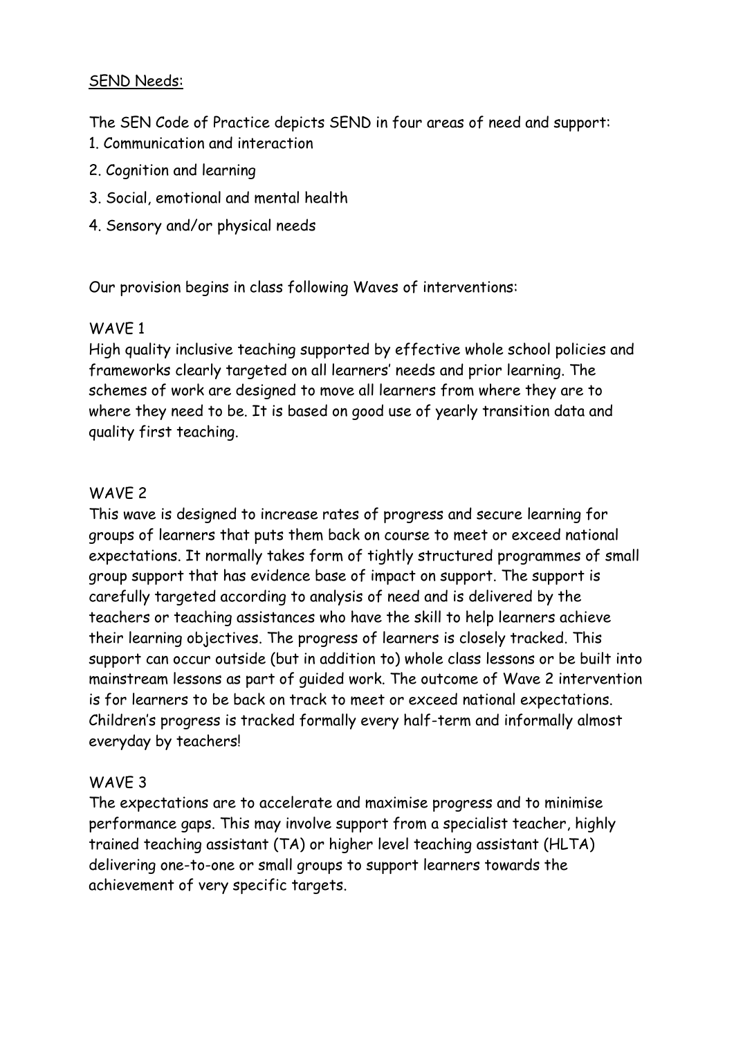## SEND Needs:

The SEN Code of Practice depicts SEND in four areas of need and support:

1. Communication and interaction
2. Cognition and learning
3. Social, emotional and mental health
4. Sensory and/or physical needs

Our provision begins in class following Waves of interventions:

### WAVE 1

High quality inclusive teaching supported by effective whole school policies and frameworks clearly targeted on all learners' needs and prior learning. The schemes of work are designed to move all learners from where they are to where they need to be. It is based on good use of yearly transition data and quality first teaching.

### WAVE 2

This wave is designed to increase rates of progress and secure learning for groups of learners that puts them back on course to meet or exceed national expectations. It normally takes form of tightly structured programmes of small group support that has evidence base of impact on support. The support is carefully targeted according to analysis of need and is delivered by the teachers or teaching assistances who have the skill to help learners achieve their learning objectives. The progress of learners is closely tracked. This support can occur outside (but in addition to) whole class lessons or be built into mainstream lessons as part of guided work. The outcome of Wave 2 intervention is for learners to be back on track to meet or exceed national expectations. Children's progress is tracked formally every half-term and informally almost everyday by teachers!

### WAVE 3

The expectations are to accelerate and maximise progress and to minimise performance gaps. This may involve support from a specialist teacher, highly trained teaching assistant (TA) or higher level teaching assistant (HLTA) delivering one-to-one or small groups to support learners towards the achievement of very specific targets.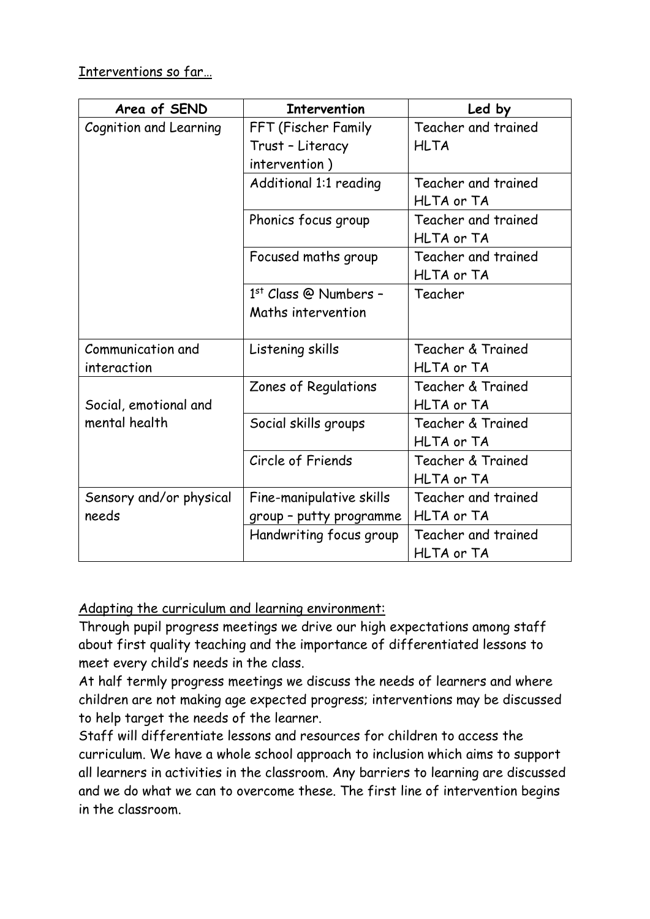Interventions so far…

| Area of SEND | Intervention | Led by |
|---|---|---|
| Cognition and Learning | FFT (Fischer Family Trust – Literacy intervention ) | Teacher and trained HLTA |
| | Additional 1:1 reading | Teacher and trained HLTA or TA |
| | Phonics focus group | Teacher and trained HLTA or TA |
| | Focused maths group | Teacher and trained HLTA or TA |
| | 1st Class @ Numbers – Maths intervention | Teacher |
| Communication and interaction | Listening skills | Teacher & Trained HLTA or TA |
| Social, emotional and mental health | Zones of Regulations | Teacher & Trained HLTA or TA |
| | Social skills groups | Teacher & Trained HLTA or TA |
| | Circle of Friends | Teacher & Trained HLTA or TA |
| Sensory and/or physical needs | Fine-manipulative skills group – putty programme | Teacher and trained HLTA or TA |
| | Handwriting focus group | Teacher and trained HLTA or TA |

Adapting the curriculum and learning environment:

Through pupil progress meetings we drive our high expectations among staff about first quality teaching and the importance of differentiated lessons to meet every child's needs in the class.

At half termly progress meetings we discuss the needs of learners and where children are not making age expected progress; interventions may be discussed to help target the needs of the learner.

Staff will differentiate lessons and resources for children to access the curriculum. We have a whole school approach to inclusion which aims to support all learners in activities in the classroom. Any barriers to learning are discussed and we do what we can to overcome these. The first line of intervention begins in the classroom.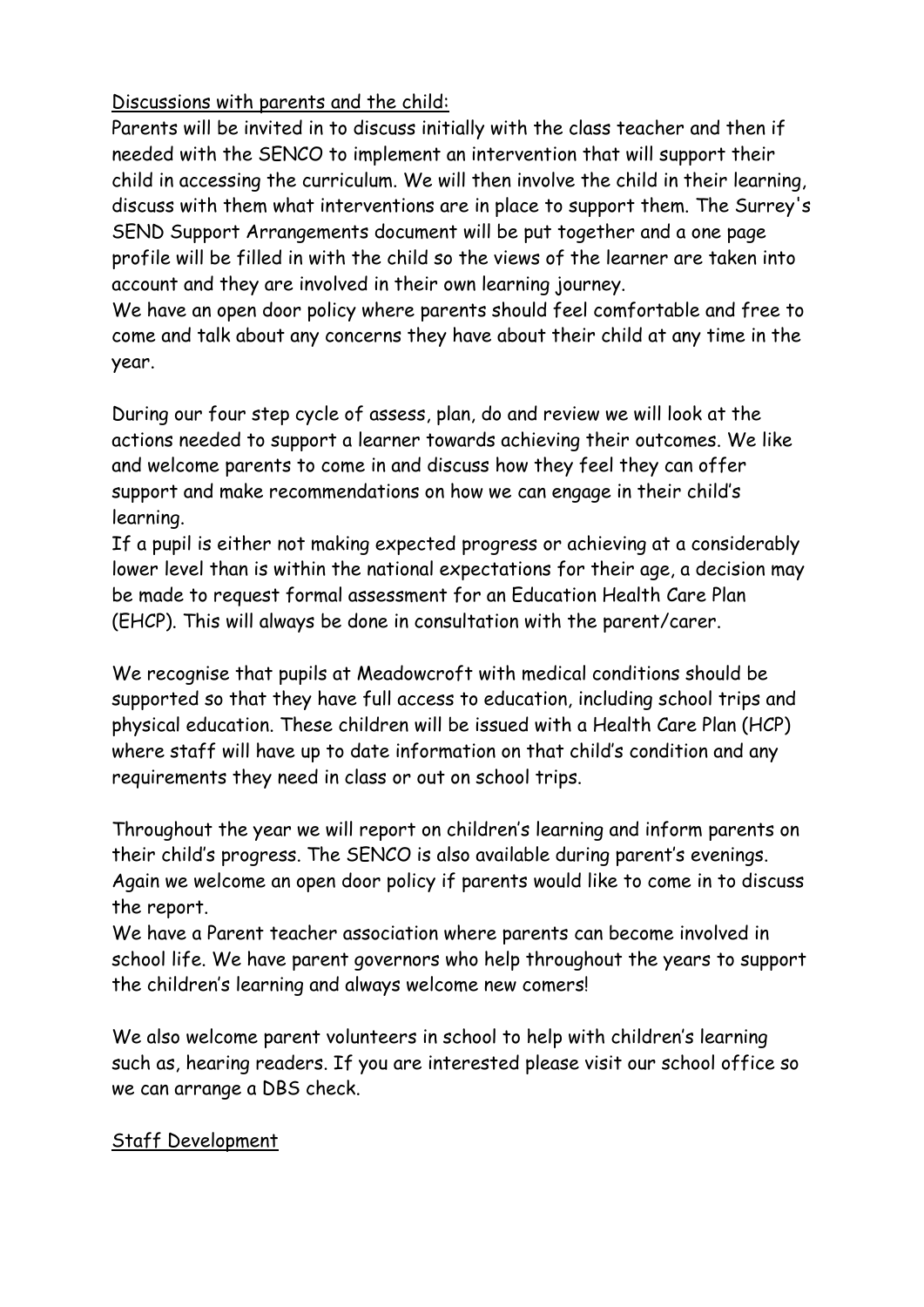Discussions with parents and the child:

Parents will be invited in to discuss initially with the class teacher and then if needed with the SENCO to implement an intervention that will support their child in accessing the curriculum. We will then involve the child in their learning, discuss with them what interventions are in place to support them. The Surrey's SEND Support Arrangements document will be put together and a one page profile will be filled in with the child so the views of the learner are taken into account and they are involved in their own learning journey.

We have an open door policy where parents should feel comfortable and free to come and talk about any concerns they have about their child at any time in the year.

During our four step cycle of assess, plan, do and review we will look at the actions needed to support a learner towards achieving their outcomes. We like and welcome parents to come in and discuss how they feel they can offer support and make recommendations on how we can engage in their child's learning.

If a pupil is either not making expected progress or achieving at a considerably lower level than is within the national expectations for their age, a decision may be made to request formal assessment for an Education Health Care Plan (EHCP). This will always be done in consultation with the parent/carer.

We recognise that pupils at Meadowcroft with medical conditions should be supported so that they have full access to education, including school trips and physical education. These children will be issued with a Health Care Plan (HCP) where staff will have up to date information on that child's condition and any requirements they need in class or out on school trips.

Throughout the year we will report on children's learning and inform parents on their child's progress. The SENCO is also available during parent's evenings. Again we welcome an open door policy if parents would like to come in to discuss the report.

We have a Parent teacher association where parents can become involved in school life. We have parent governors who help throughout the years to support the children's learning and always welcome new comers!

We also welcome parent volunteers in school to help with children's learning such as, hearing readers. If you are interested please visit our school office so we can arrange a DBS check.

Staff Development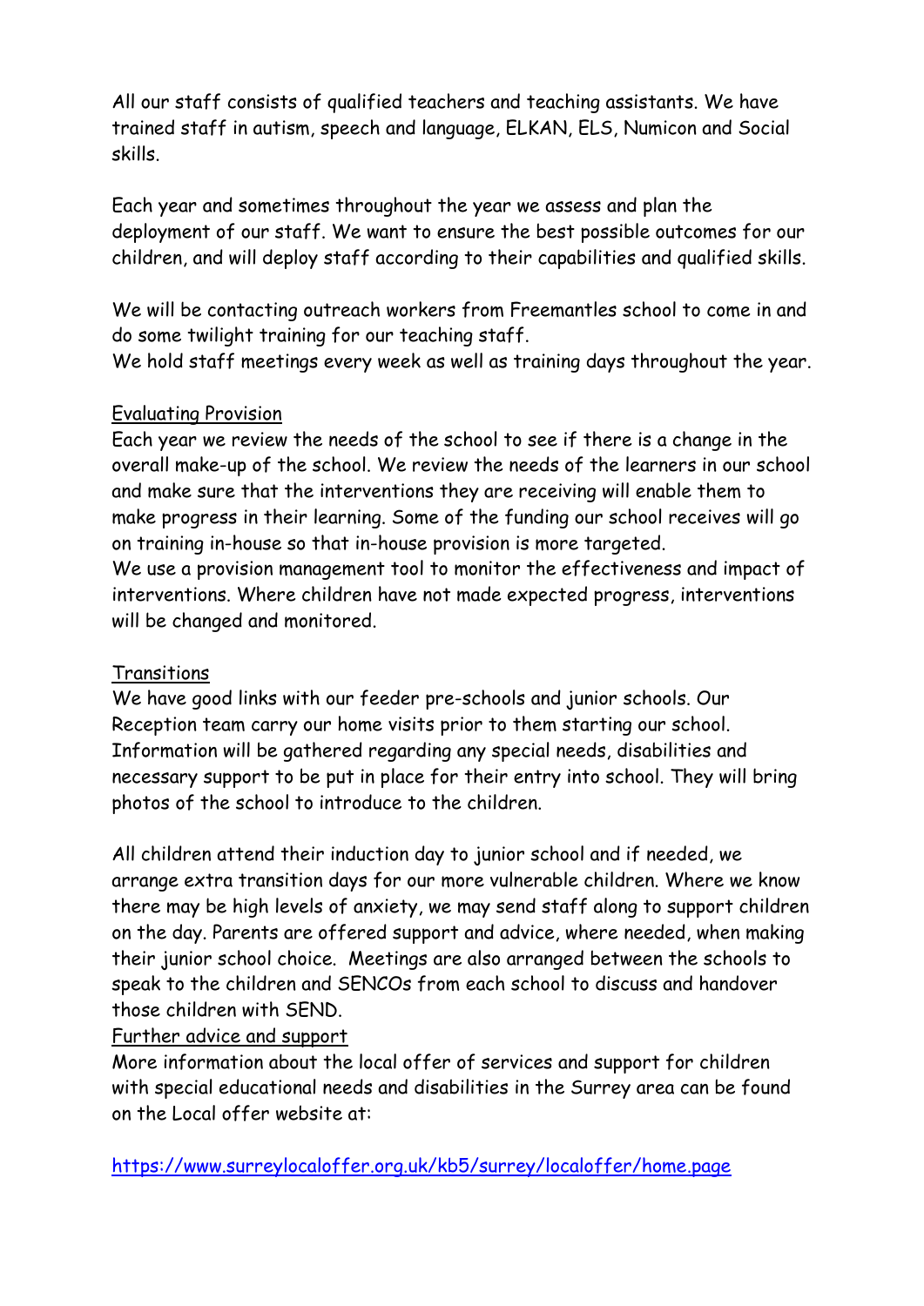All our staff consists of qualified teachers and teaching assistants. We have trained staff in autism, speech and language, ELKAN, ELS, Numicon and Social skills.

Each year and sometimes throughout the year we assess and plan the deployment of our staff. We want to ensure the best possible outcomes for our children, and will deploy staff according to their capabilities and qualified skills.

We will be contacting outreach workers from Freemantles school to come in and do some twilight training for our teaching staff.
We hold staff meetings every week as well as training days throughout the year.

## Evaluating Provision

Each year we review the needs of the school to see if there is a change in the overall make-up of the school. We review the needs of the learners in our school and make sure that the interventions they are receiving will enable them to make progress in their learning. Some of the funding our school receives will go on training in-house so that in-house provision is more targeted.
We use a provision management tool to monitor the effectiveness and impact of interventions. Where children have not made expected progress, interventions will be changed and monitored.

## Transitions

We have good links with our feeder pre-schools and junior schools. Our Reception team carry our home visits prior to them starting our school. Information will be gathered regarding any special needs, disabilities and necessary support to be put in place for their entry into school. They will bring photos of the school to introduce to the children.

All children attend their induction day to junior school and if needed, we arrange extra transition days for our more vulnerable children. Where we know there may be high levels of anxiety, we may send staff along to support children on the day. Parents are offered support and advice, where needed, when making their junior school choice. Meetings are also arranged between the schools to speak to the children and SENCOs from each school to discuss and handover those children with SEND.

## Further advice and support

More information about the local offer of services and support for children with special educational needs and disabilities in the Surrey area can be found on the Local offer website at:

https://www.surreylocaloffer.org.uk/kb5/surrey/localoffer/home.page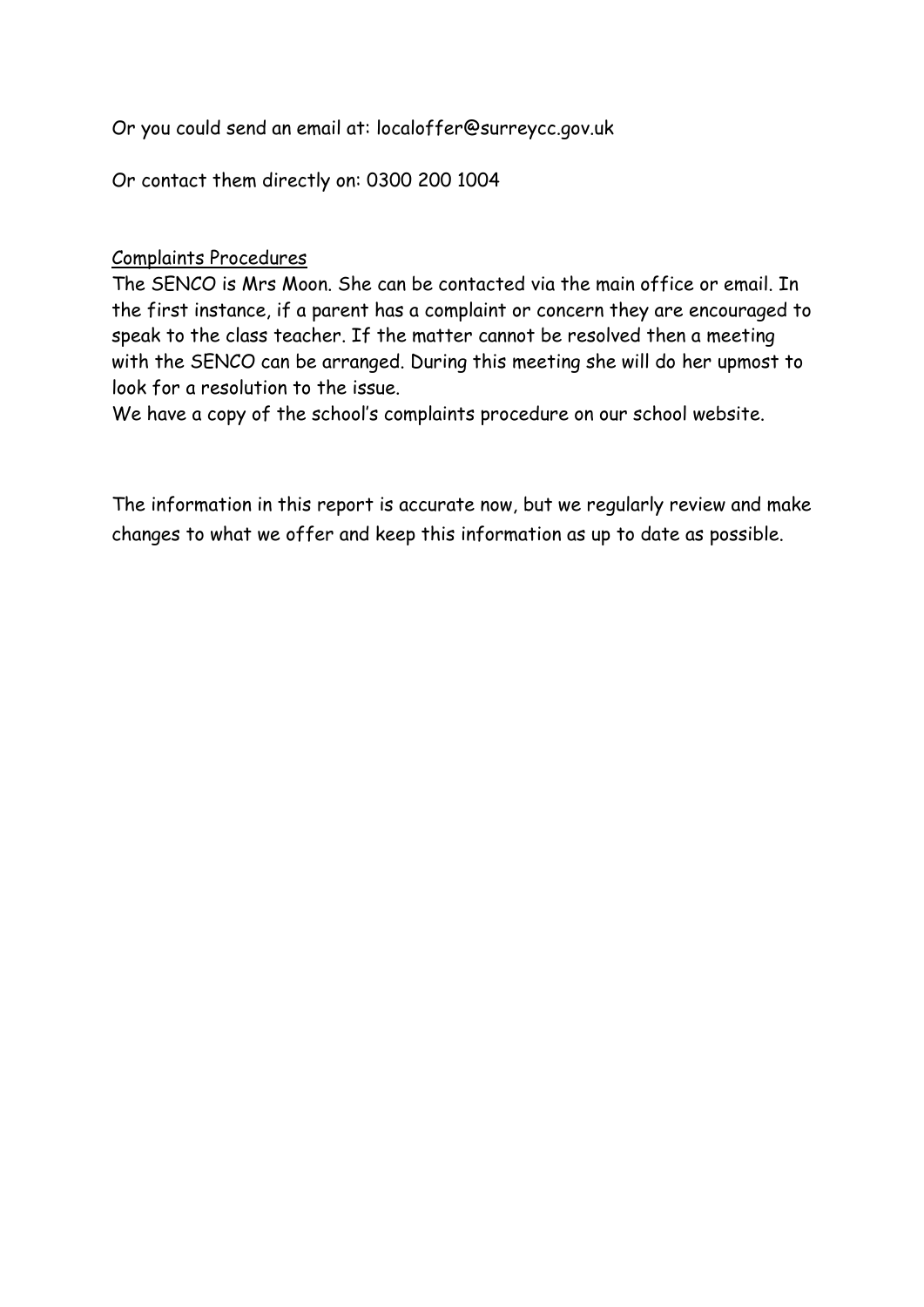Or you could send an email at: localoffer@surreycc.gov.uk

Or contact them directly on: 0300 200 1004

## Complaints Procedures

The SENCO is Mrs Moon. She can be contacted via the main office or email. In the first instance, if a parent has a complaint or concern they are encouraged to speak to the class teacher. If the matter cannot be resolved then a meeting with the SENCO can be arranged. During this meeting she will do her upmost to look for a resolution to the issue.

We have a copy of the school's complaints procedure on our school website.

The information in this report is accurate now, but we regularly review and make changes to what we offer and keep this information as up to date as possible.